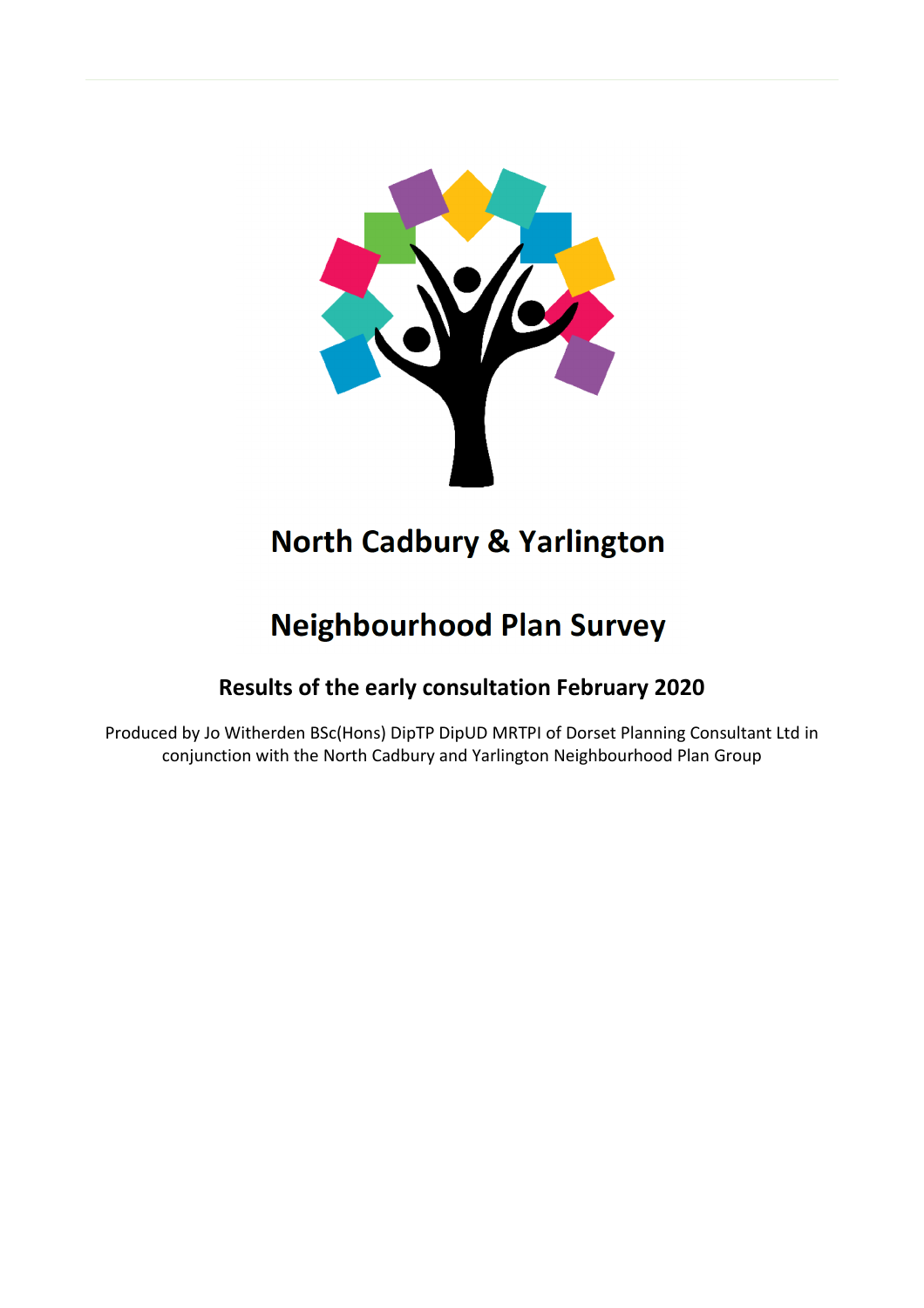# North Cadbury & Yarlington

# Neighbourhood Plan Survey

## Results of the early consultation February 2020

Produced by Jo Witherden BSc(Hons) DipTP DipUD MRTPI of Dorset Planning Consultant Ltd in conjunction with the North Cadbury and Yarlington Neighbourhood Plan Group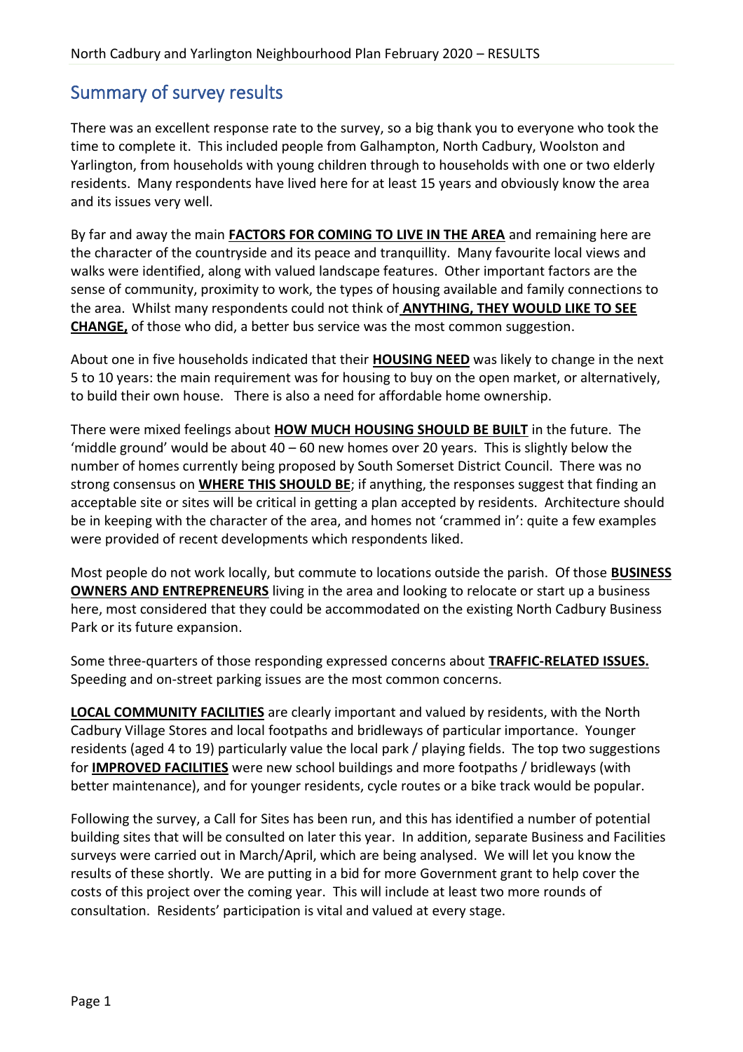## Summary of survey results

There was an excellent response rate to the survey, so a big thank you to everyone who took the time to complete it. This included people from Galhampton, North Cadbury, Woolston and Yarlington, from households with young children through to households with one or two elderly residents. Many respondents have lived here for at least 15 years and obviously know the area and its issues very well.

By far and away the main **FACTORS FOR COMING TO LIVE IN THE AREA** and remaining here are the character of the countryside and its peace and tranquillity. Many favourite local views and walks were identified, along with valued landscape features. Other important factors are the sense of community, proximity to work, the types of housing available and family connections to the area. Whilst many respondents could not think of **ANYTHING, THEY WOULD LIKE TO SEE CHANGE,** of those who did, a better bus service was the most common suggestion.

About one in five households indicated that their **HOUSING NEED** was likely to change in the next 5 to 10 years: the main requirement was for housing to buy on the open market, or alternatively, to build their own house. There is also a need for affordable home ownership.

There were mixed feelings about **HOW MUCH HOUSING SHOULD BE BUILT** in the future. The 'middle ground' would be about 40 – 60 new homes over 20 years. This is slightly below the number of homes currently being proposed by South Somerset District Council. There was no strong consensus on **WHERE THIS SHOULD BE**; if anything, the responses suggest that finding an acceptable site or sites will be critical in getting a plan accepted by residents. Architecture should be in keeping with the character of the area, and homes not 'crammed in': quite a few examples were provided of recent developments which respondents liked.

Most people do not work locally, but commute to locations outside the parish. Of those **BUSINESS OWNERS AND ENTREPRENEURS** living in the area and looking to relocate or start up a business here, most considered that they could be accommodated on the existing North Cadbury Business Park or its future expansion.

Some three-quarters of those responding expressed concerns about **TRAFFIC-RELATED ISSUES.** Speeding and on-street parking issues are the most common concerns.

**LOCAL COMMUNITY FACILITIES** are clearly important and valued by residents, with the North Cadbury Village Stores and local footpaths and bridleways of particular importance. Younger residents (aged 4 to 19) particularly value the local park / playing fields. The top two suggestions for **IMPROVED FACILITIES** were new school buildings and more footpaths / bridleways (with better maintenance), and for younger residents, cycle routes or a bike track would be popular.

Following the survey, a Call for Sites has been run, and this has identified a number of potential building sites that will be consulted on later this year. In addition, separate Business and Facilities surveys were carried out in March/April, which are being analysed. We will let you know the results of these shortly. We are putting in a bid for more Government grant to help cover the costs of this project over the coming year. This will include at least two more rounds of consultation. Residents' participation is vital and valued at every stage.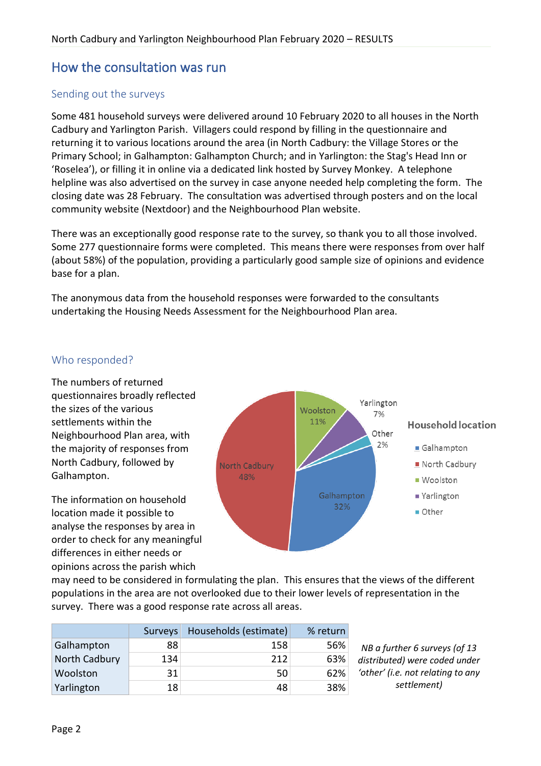## How the consultation was run

### Sending out the surveys

Some 481 household surveys were delivered around 10 February 2020 to all houses in the North Cadbury and Yarlington Parish. Villagers could respond by filling in the questionnaire and returning it to various locations around the area (in North Cadbury: the Village Stores or the Primary School; in Galhampton: Galhampton Church; and in Yarlington: the Stag's Head Inn or 'Roselea'), or filling it in online via a dedicated link hosted by Survey Monkey. A telephone helpline was also advertised on the survey in case anyone needed help completing the form. The closing date was 28 February. The consultation was advertised through posters and on the local community website (Nextdoor) and the Neighbourhood Plan website.

There was an exceptionally good response rate to the survey, so thank you to all those involved. Some 277 questionnaire forms were completed. This means there were responses from over half (about 58%) of the population, providing a particularly good sample size of opinions and evidence base for a plan.

The anonymous data from the household responses were forwarded to the consultants undertaking the Housing Needs Assessment for the Neighbourhood Plan area.

### Who responded?

The numbers of returned questionnaires broadly reflected the sizes of the various settlements within the Neighbourhood Plan area, with the majority of responses from North Cadbury, followed by Galhampton.

Household location

- Galhampton: 32%
- North Cadbury: 48%
- Woolston: 11%
- Yarlington: 7%
- Other: 2%

The information on household location made it possible to analyse the responses by area in order to check for any meaningful differences in either needs or opinions across the parish which may need to be considered in formulating the plan. This ensures that the views of the different populations in the area are not overlooked due to their lower levels of representation in the survey. There was a good response rate across all areas.

| | Surveys | Households (estimate) | % return |
|---|---|---|---|
| Galhampton | 88 | 158 | 56% |
| North Cadbury | 134 | 212 | 63% |
| Woolston | 31 | 50 | 62% |
| Yarlington | 18 | 48 | 38% |

*NB a further 6 surveys (of 13 distributed) were coded under 'other' (i.e. not relating to any settlement)*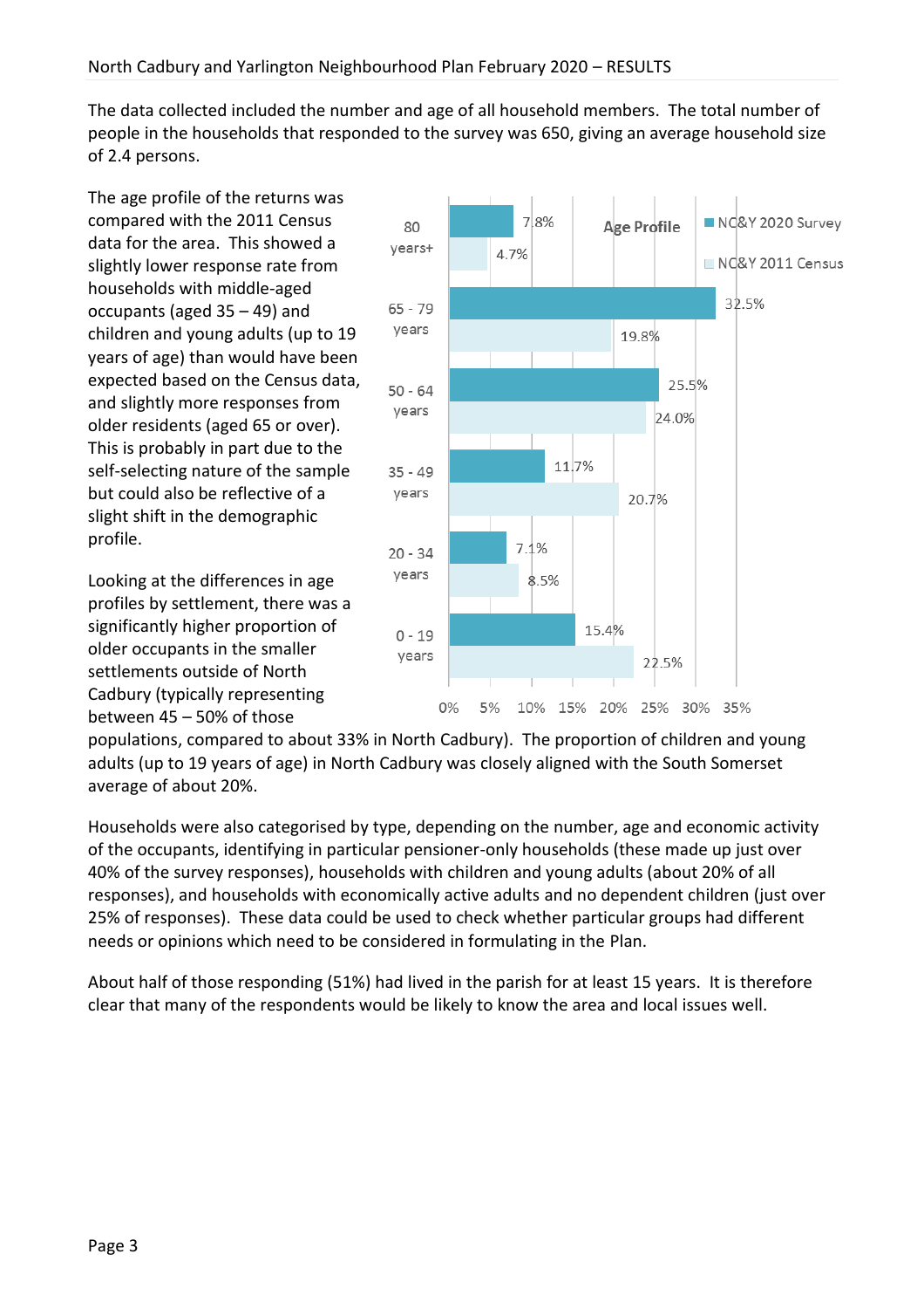The data collected included the number and age of all household members. The total number of people in the households that responded to the survey was 650, giving an average household size of 2.4 persons.

The age profile of the returns was compared with the 2011 Census data for the area. This showed a slightly lower response rate from households with middle-aged occupants (aged 35 – 49) and children and young adults (up to 19 years of age) than would have been expected based on the Census data, and slightly more responses from older residents (aged 65 or over). This is probably in part due to the self-selecting nature of the sample but could also be reflective of a slight shift in the demographic profile.

**Age Profile**

| Age | NC&Y 2020 Survey | NC&Y 2011 Census |
|---|---|---|
| 80 years+ | 7.8% | 4.7% |
| 65 - 79 years | 32.5% | 19.8% |
| 50 - 64 years | 25.5% | 24.0% |
| 35 - 49 years | 11.7% | 20.7% |
| 20 - 34 years | 7.1% | 8.5% |
| 0 - 19 years | 15.4% | 22.5% |

Looking at the differences in age profiles by settlement, there was a significantly higher proportion of older occupants in the smaller settlements outside of North Cadbury (typically representing between 45 – 50% of those populations, compared to about 33% in North Cadbury). The proportion of children and young adults (up to 19 years of age) in North Cadbury was closely aligned with the South Somerset average of about 20%.

Households were also categorised by type, depending on the number, age and economic activity of the occupants, identifying in particular pensioner-only households (these made up just over 40% of the survey responses), households with children and young adults (about 20% of all responses), and households with economically active adults and no dependent children (just over 25% of responses). These data could be used to check whether particular groups had different needs or opinions which need to be considered in formulating in the Plan.

About half of those responding (51%) had lived in the parish for at least 15 years. It is therefore clear that many of the respondents would be likely to know the area and local issues well.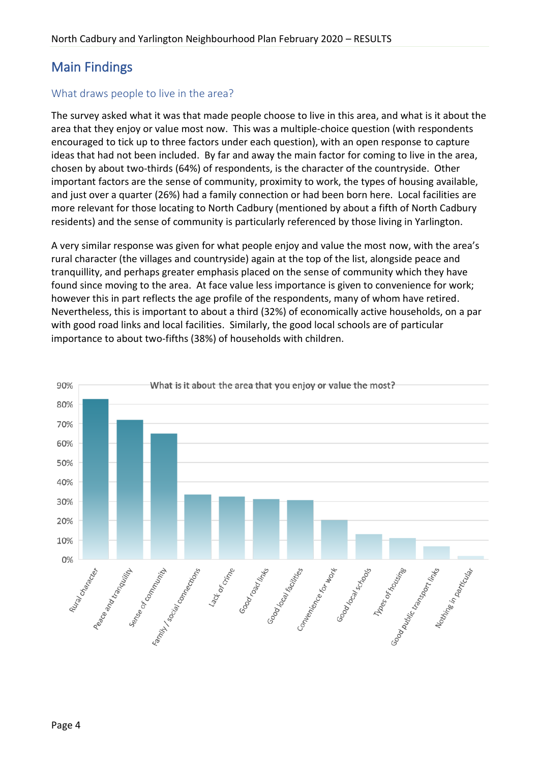## Main Findings

### What draws people to live in the area?

The survey asked what it was that made people choose to live in this area, and what is it about the area that they enjoy or value most now. This was a multiple-choice question (with respondents encouraged to tick up to three factors under each question), with an open response to capture ideas that had not been included. By far and away the main factor for coming to live in the area, chosen by about two-thirds (64%) of respondents, is the character of the countryside. Other important factors are the sense of community, proximity to work, the types of housing available, and just over a quarter (26%) had a family connection or had been born here. Local facilities are more relevant for those locating to North Cadbury (mentioned by about a fifth of North Cadbury residents) and the sense of community is particularly referenced by those living in Yarlington.

A very similar response was given for what people enjoy and value the most now, with the area's rural character (the villages and countryside) again at the top of the list, alongside peace and tranquillity, and perhaps greater emphasis placed on the sense of community which they have found since moving to the area. At face value less importance is given to convenience for work; however this in part reflects the age profile of the respondents, many of whom have retired. Nevertheless, this is important to about a third (32%) of economically active households, on a par with good road links and local facilities. Similarly, the good local schools are of particular importance to about two-fifths (38%) of households with children.

What is it about the area that you enjoy or value the most?

| Factor | Approx. % |
|---|---|
| Rural character | 83% |
| Peace and tranquility | 72% |
| Sense of community | 65% |
| Family / social connections | 33% |
| Lack of crime | 32% |
| Good road links | 31% |
| Good local facilities | 30% |
| Convenience for work | 20% |
| Good local schools | 13% |
| Types of housing | 11% |
| Good public transport links | 7% |
| Nothing in particular | 2% |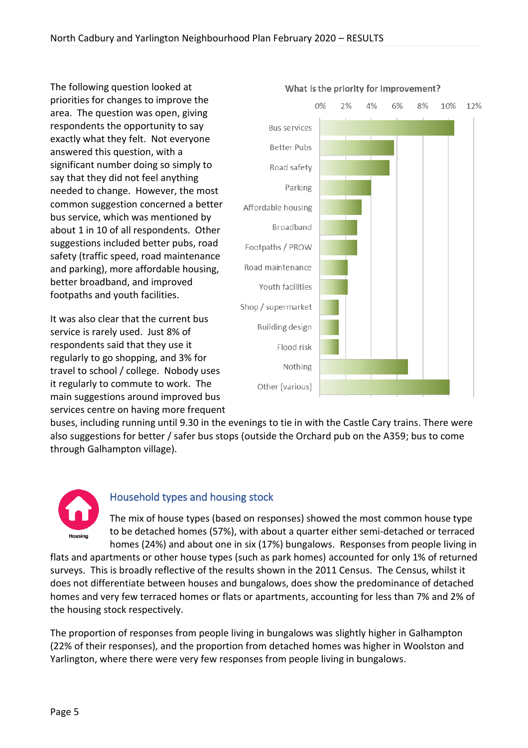The following question looked at priorities for changes to improve the area. The question was open, giving respondents the opportunity to say exactly what they felt. Not everyone answered this question, with a significant number doing so simply to say that they did not feel anything needed to change. However, the most common suggestion concerned a better bus service, which was mentioned by about 1 in 10 of all respondents. Other suggestions included better pubs, road safety (traffic speed, road maintenance and parking), more affordable housing, better broadband, and improved footpaths and youth facilities.

**What is the priority for improvement?**

| Priority | Approx. % |
|---|---|
| Bus services | 10.5% |
| Better Pubs | 5.8% |
| Road safety | 5.4% |
| Parking | 4% |
| Affordable housing | 3.3% |
| Broadband | 2.9% |
| Footpaths / PROW | 2.9% |
| Road maintenance | 2.2% |
| Youth facilities | 2.2% |
| Shop / supermarket | 1.5% |
| Building design | 1.5% |
| Flood risk | 1.5% |
| Nothing | 6.9% |
| Other (various) | 10.2% |

It was also clear that the current bus service is rarely used. Just 8% of respondents said that they use it regularly to go shopping, and 3% for travel to school / college. Nobody uses it regularly to commute to work. The main suggestions around improved bus services centre on having more frequent buses, including running until 9.30 in the evenings to tie in with the Castle Cary trains. There were also suggestions for better / safer bus stops (outside the Orchard pub on the A359; bus to come through Galhampton village).

## Household types and housing stock

The mix of house types (based on responses) showed the most common house type to be detached homes (57%), with about a quarter either semi-detached or terraced homes (24%) and about one in six (17%) bungalows. Responses from people living in flats and apartments or other house types (such as park homes) accounted for only 1% of returned surveys. This is broadly reflective of the results shown in the 2011 Census. The Census, whilst it does not differentiate between houses and bungalows, does show the predominance of detached homes and very few terraced homes or flats or apartments, accounting for less than 7% and 2% of the housing stock respectively.

The proportion of responses from people living in bungalows was slightly higher in Galhampton (22% of their responses), and the proportion from detached homes was higher in Woolston and Yarlington, where there were very few responses from people living in bungalows.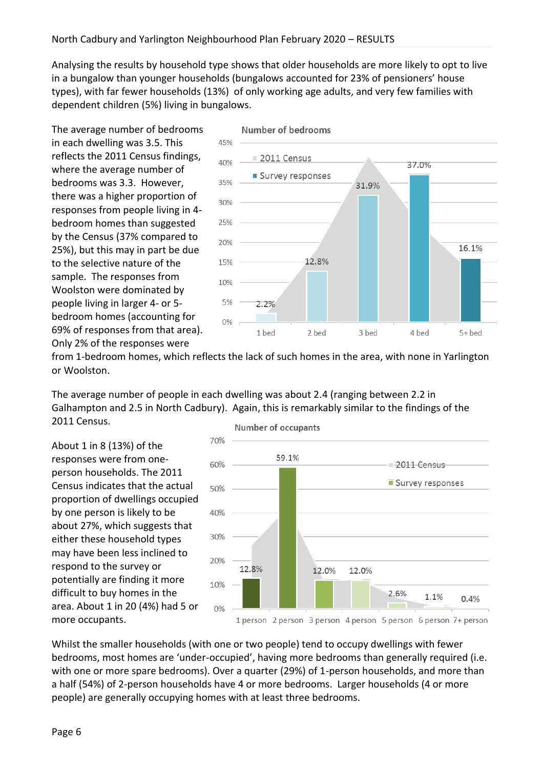Analysing the results by household type shows that older households are more likely to opt to live in a bungalow than younger households (bungalows accounted for 23% of pensioners' house types), with far fewer households (13%) of only working age adults, and very few families with dependent children (5%) living in bungalows.

The average number of bedrooms in each dwelling was 3.5. This reflects the 2011 Census findings, where the average number of bedrooms was 3.3. However, there was a higher proportion of responses from people living in 4-bedroom homes than suggested by the Census (37% compared to 25%), but this may in part be due to the selective nature of the sample. The responses from Woolston were dominated by people living in larger 4- or 5-bedroom homes (accounting for 69% of responses from that area). Only 2% of the responses were from 1-bedroom homes, which reflects the lack of such homes in the area, with none in Yarlington or Woolston.

**Number of bedrooms**

| | 1 bed | 2 bed | 3 bed | 4 bed | 5+ bed |
|---|---|---|---|---|---|
| Survey responses | 2.2% | 12.8% | 31.9% | 37.0% | 16.1% |

The average number of people in each dwelling was about 2.4 (ranging between 2.2 in Galhampton and 2.5 in North Cadbury). Again, this is remarkably similar to the findings of the 2011 Census.

About 1 in 8 (13%) of the responses were from one-person households. The 2011 Census indicates that the actual proportion of dwellings occupied by one person is likely to be about 27%, which suggests that either these household types may have been less inclined to respond to the survey or potentially are finding it more difficult to buy homes in the area. About 1 in 20 (4%) had 5 or more occupants.

**Number of occupants**

| | 1 person | 2 person | 3 person | 4 person | 5 person | 6 person | 7+ person |
|---|---|---|---|---|---|---|---|
| Survey responses | 12.8% | 59.1% | 12.0% | 12.0% | 2.6% | 1.1% | 0.4% |

Whilst the smaller households (with one or two people) tend to occupy dwellings with fewer bedrooms, most homes are 'under-occupied', having more bedrooms than generally required (i.e. with one or more spare bedrooms). Over a quarter (29%) of 1-person households, and more than a half (54%) of 2-person households have 4 or more bedrooms. Larger households (4 or more people) are generally occupying homes with at least three bedrooms.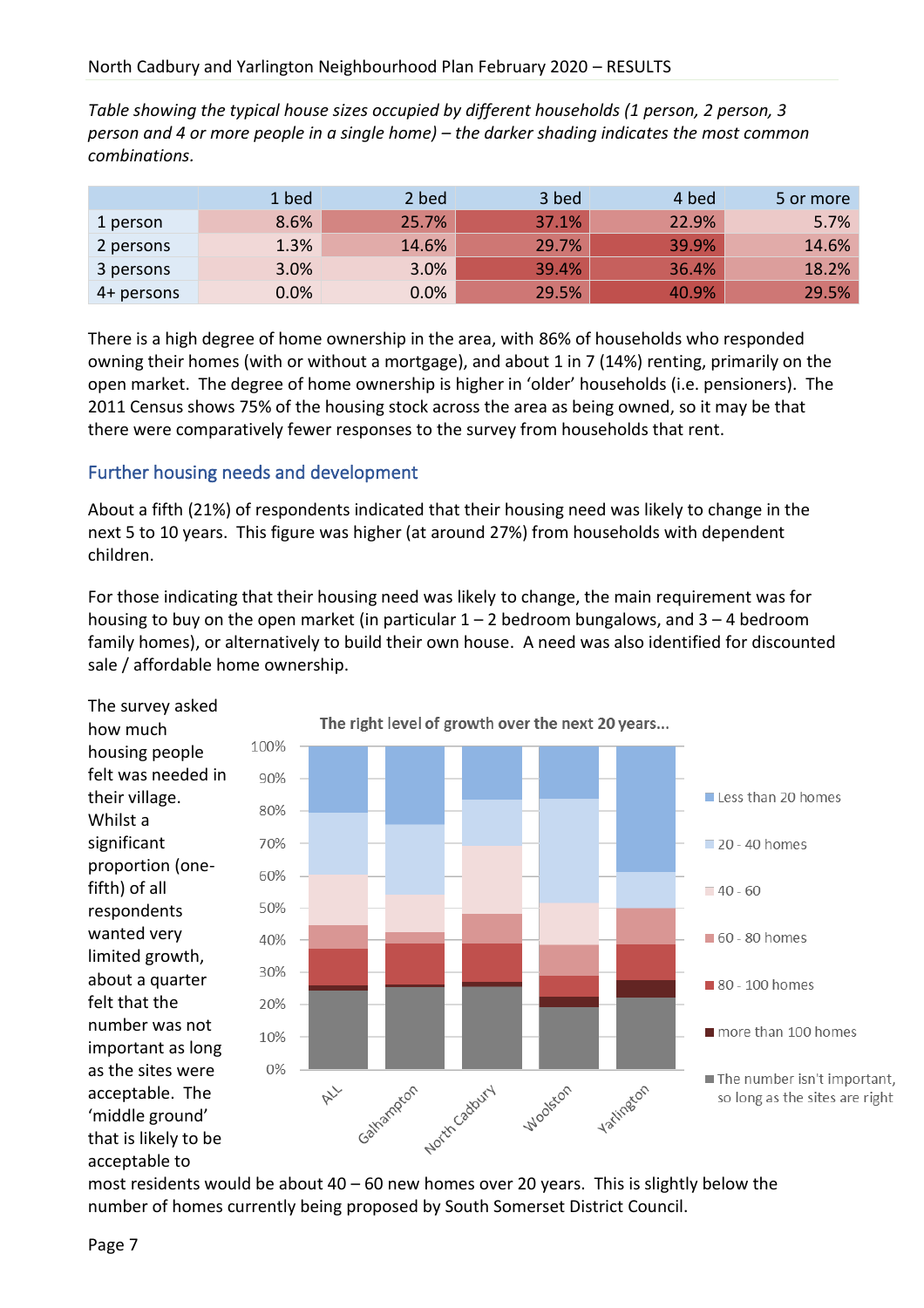*Table showing the typical house sizes occupied by different households (1 person, 2 person, 3 person and 4 or more people in a single home) – the darker shading indicates the most common combinations.*

| | 1 bed | 2 bed | 3 bed | 4 bed | 5 or more |
|---|---|---|---|---|---|
| 1 person | 8.6% | 25.7% | 37.1% | 22.9% | 5.7% |
| 2 persons | 1.3% | 14.6% | 29.7% | 39.9% | 14.6% |
| 3 persons | 3.0% | 3.0% | 39.4% | 36.4% | 18.2% |
| 4+ persons | 0.0% | 0.0% | 29.5% | 40.9% | 29.5% |

There is a high degree of home ownership in the area, with 86% of households who responded owning their homes (with or without a mortgage), and about 1 in 7 (14%) renting, primarily on the open market. The degree of home ownership is higher in 'older' households (i.e. pensioners). The 2011 Census shows 75% of the housing stock across the area as being owned, so it may be that there were comparatively fewer responses to the survey from households that rent.

## Further housing needs and development

About a fifth (21%) of respondents indicated that their housing need was likely to change in the next 5 to 10 years. This figure was higher (at around 27%) from households with dependent children.

For those indicating that their housing need was likely to change, the main requirement was for housing to buy on the open market (in particular 1 – 2 bedroom bungalows, and 3 – 4 bedroom family homes), or alternatively to build their own house. A need was also identified for discounted sale / affordable home ownership.

The survey asked how much housing people felt was needed in their village. Whilst a significant proportion (one-fifth) of all respondents wanted very limited growth, about a quarter felt that the number was not important as long as the sites were acceptable. The 'middle ground' that is likely to be acceptable to most residents would be about 40 – 60 new homes over 20 years. This is slightly below the number of homes currently being proposed by South Somerset District Council.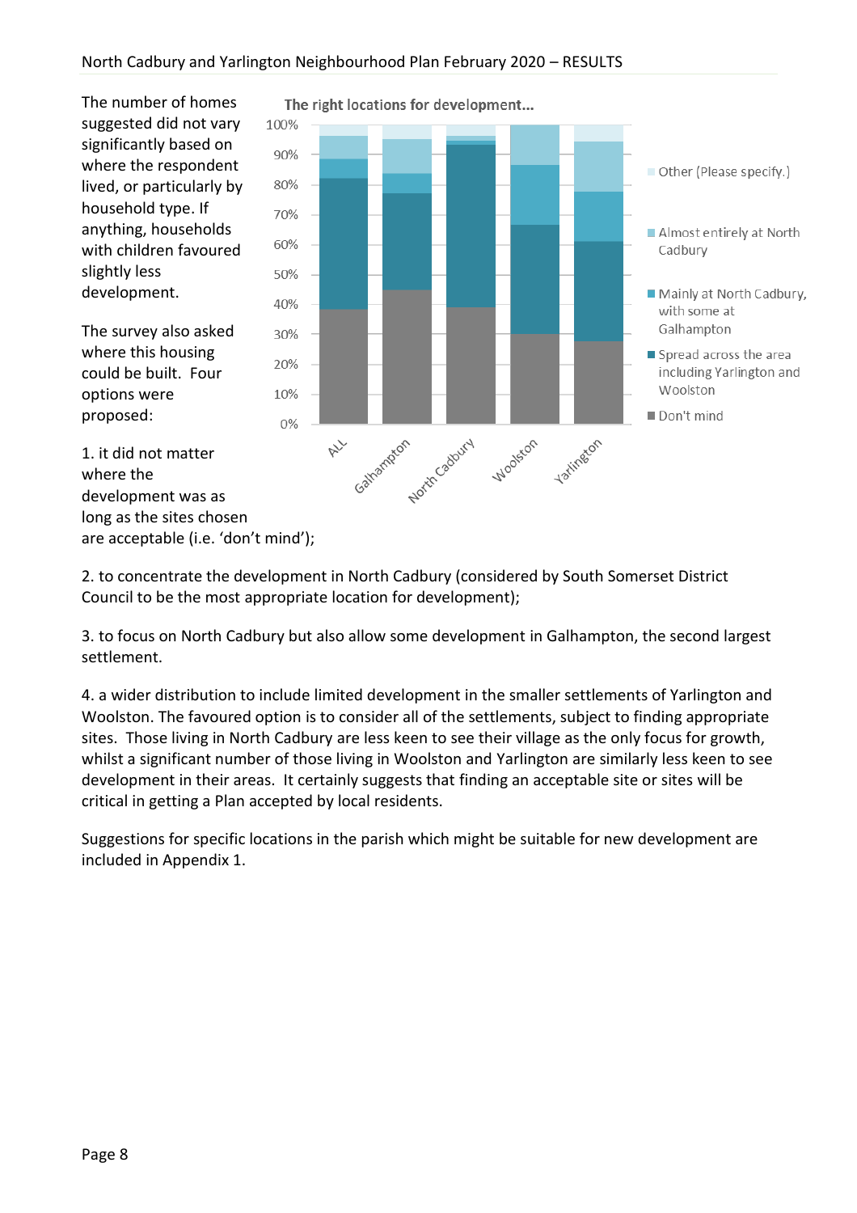The number of homes suggested did not vary significantly based on where the respondent lived, or particularly by household type. If anything, households with children favoured slightly less development.

The survey also asked where this housing could be built. Four options were proposed:

1. it did not matter where the development was as long as the sites chosen are acceptable (i.e. 'don't mind');

2. to concentrate the development in North Cadbury (considered by South Somerset District Council to be the most appropriate location for development);

3. to focus on North Cadbury but also allow some development in Galhampton, the second largest settlement.

4. a wider distribution to include limited development in the smaller settlements of Yarlington and Woolston. The favoured option is to consider all of the settlements, subject to finding appropriate sites. Those living in North Cadbury are less keen to see their village as the only focus for growth, whilst a significant number of those living in Woolston and Yarlington are similarly less keen to see development in their areas. It certainly suggests that finding an acceptable site or sites will be critical in getting a Plan accepted by local residents.

Suggestions for specific locations in the parish which might be suitable for new development are included in Appendix 1.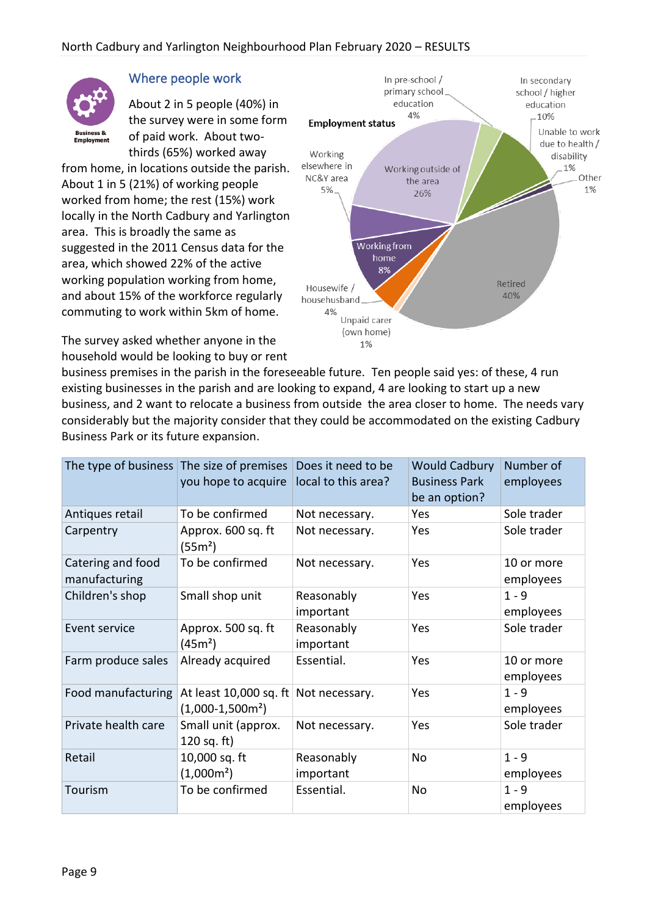## Where people work

Business & Employment

About 2 in 5 people (40%) in the survey were in some form of paid work. About two-thirds (65%) worked away from home, in locations outside the parish. About 1 in 5 (21%) of working people worked from home; the rest (15%) work locally in the North Cadbury and Yarlington area. This is broadly the same as suggested in the 2011 Census data for the area, which showed 22% of the active working population working from home, and about 15% of the workforce regularly commuting to work within 5km of home.

**Employment status**

- In pre-school / primary school education 4%
- In secondary school / higher education 10%
- Unable to work due to health / disability 1%
- Other 1%
- Retired 40%
- Unpaid carer (own home) 1%
- Housewife / househusband 4%
- Working from home 8%
- Working elsewhere in NC&Y area 5%
- Working outside of the area 26%

The survey asked whether anyone in the household would be looking to buy or rent business premises in the parish in the foreseeable future. Ten people said yes: of these, 4 run existing businesses in the parish and are looking to expand, 4 are looking to start up a new business, and 2 want to relocate a business from outside the area closer to home. The needs vary considerably but the majority consider that they could be accommodated on the existing Cadbury Business Park or its future expansion.

| The type of business | The size of premises you hope to acquire | Does it need to be local to this area? | Would Cadbury Business Park be an option? | Number of employees |
|---|---|---|---|---|
| Antiques retail | To be confirmed | Not necessary. | Yes | Sole trader |
| Carpentry | Approx. 600 sq. ft (55m²) | Not necessary. | Yes | Sole trader |
| Catering and food manufacturing | To be confirmed | Not necessary. | Yes | 10 or more employees |
| Children's shop | Small shop unit | Reasonably important | Yes | 1 - 9 employees |
| Event service | Approx. 500 sq. ft (45m²) | Reasonably important | Yes | Sole trader |
| Farm produce sales | Already acquired | Essential. | Yes | 10 or more employees |
| Food manufacturing | At least 10,000 sq. ft (1,000-1,500m²) | Not necessary. | Yes | 1 - 9 employees |
| Private health care | Small unit (approx. 120 sq. ft) | Not necessary. | Yes | Sole trader |
| Retail | 10,000 sq. ft (1,000m²) | Reasonably important | No | 1 - 9 employees |
| Tourism | To be confirmed | Essential. | No | 1 - 9 employees |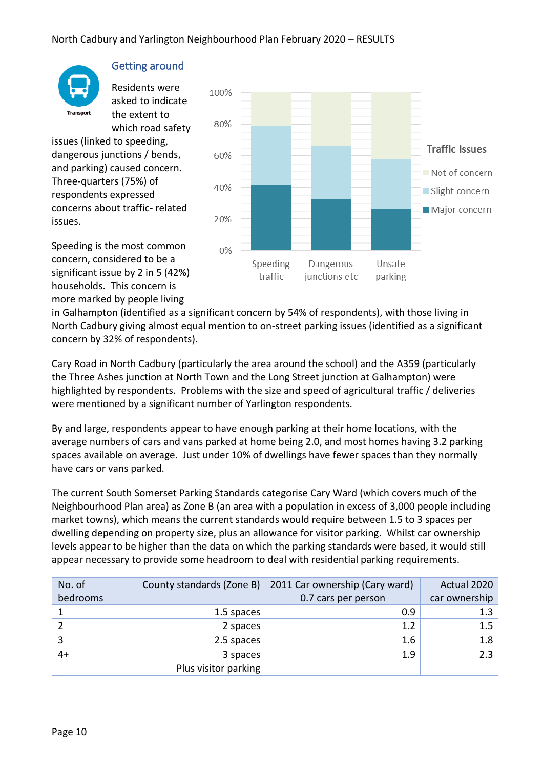## Getting around

Residents were asked to indicate the extent to which road safety issues (linked to speeding, dangerous junctions / bends, and parking) caused concern. Three-quarters (75%) of respondents expressed concerns about traffic- related issues.

Speeding is the most common concern, considered to be a significant issue by 2 in 5 (42%) households. This concern is more marked by people living in Galhampton (identified as a significant concern by 54% of respondents), with those living in North Cadbury giving almost equal mention to on-street parking issues (identified as a significant concern by 32% of respondents).

Cary Road in North Cadbury (particularly the area around the school) and the A359 (particularly the Three Ashes junction at North Town and the Long Street junction at Galhampton) were highlighted by respondents. Problems with the size and speed of agricultural traffic / deliveries were mentioned by a significant number of Yarlington respondents.

By and large, respondents appear to have enough parking at their home locations, with the average numbers of cars and vans parked at home being 2.0, and most homes having 3.2 parking spaces available on average. Just under 10% of dwellings have fewer spaces than they normally have cars or vans parked.

The current South Somerset Parking Standards categorise Cary Ward (which covers much of the Neighbourhood Plan area) as Zone B (an area with a population in excess of 3,000 people including market towns), which means the current standards would require between 1.5 to 3 spaces per dwelling depending on property size, plus an allowance for visitor parking. Whilst car ownership levels appear to be higher than the data on which the parking standards were based, it would still appear necessary to provide some headroom to deal with residential parking requirements.

| No. of bedrooms | County standards (Zone B) | 2011 Car ownership (Cary ward) 0.7 cars per person | Actual 2020 car ownership |
|---|---|---|---|
| 1 | 1.5 spaces | 0.9 | 1.3 |
| 2 | 2 spaces | 1.2 | 1.5 |
| 3 | 2.5 spaces | 1.6 | 1.8 |
| 4+ | 3 spaces | 1.9 | 2.3 |
| | Plus visitor parking | | |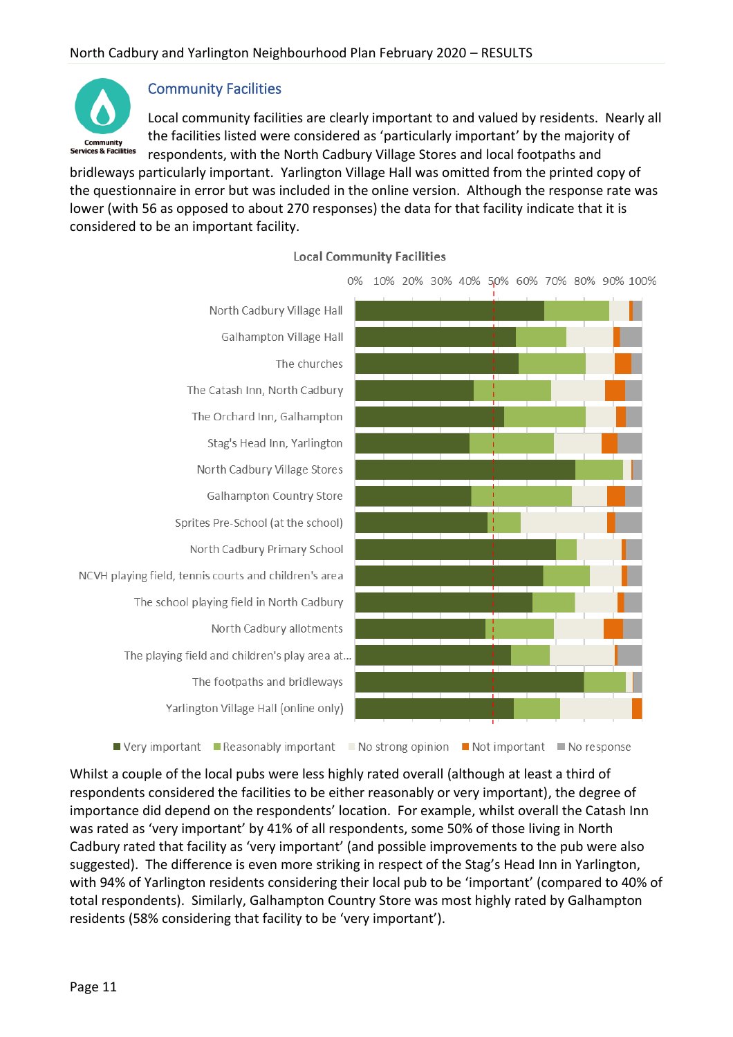## Community Facilities

Community Services & Facilities

Local community facilities are clearly important to and valued by residents. Nearly all the facilities listed were considered as 'particularly important' by the majority of respondents, with the North Cadbury Village Stores and local footpaths and bridleways particularly important. Yarlington Village Hall was omitted from the printed copy of the questionnaire in error but was included in the online version. Although the response rate was lower (with 56 as opposed to about 270 responses) the data for that facility indicate that it is considered to be an important facility.

**Local Community Facilities**

0% 10% 20% 30% 40% 50% 60% 70% 80% 90% 100%

- North Cadbury Village Hall
- Galhampton Village Hall
- The churches
- The Catash Inn, North Cadbury
- The Orchard Inn, Galhampton
- Stag's Head Inn, Yarlington
- North Cadbury Village Stores
- Galhampton Country Store
- Sprites Pre-School (at the school)
- North Cadbury Primary School
- NCVH playing field, tennis courts and children's area
- The school playing field in North Cadbury
- North Cadbury allotments
- The playing field and children's play area at...
- The footpaths and bridleways
- Yarlington Village Hall (online only)

Very important | Reasonably important | No strong opinion | Not important | No response

Whilst a couple of the local pubs were less highly rated overall (although at least a third of respondents considered the facilities to be either reasonably or very important), the degree of importance did depend on the respondents' location. For example, whilst overall the Catash Inn was rated as 'very important' by 41% of all respondents, some 50% of those living in North Cadbury rated that facility as 'very important' (and possible improvements to the pub were also suggested). The difference is even more striking in respect of the Stag's Head Inn in Yarlington, with 94% of Yarlington residents considering their local pub to be 'important' (compared to 40% of total respondents). Similarly, Galhampton Country Store was most highly rated by Galhampton residents (58% considering that facility to be 'very important').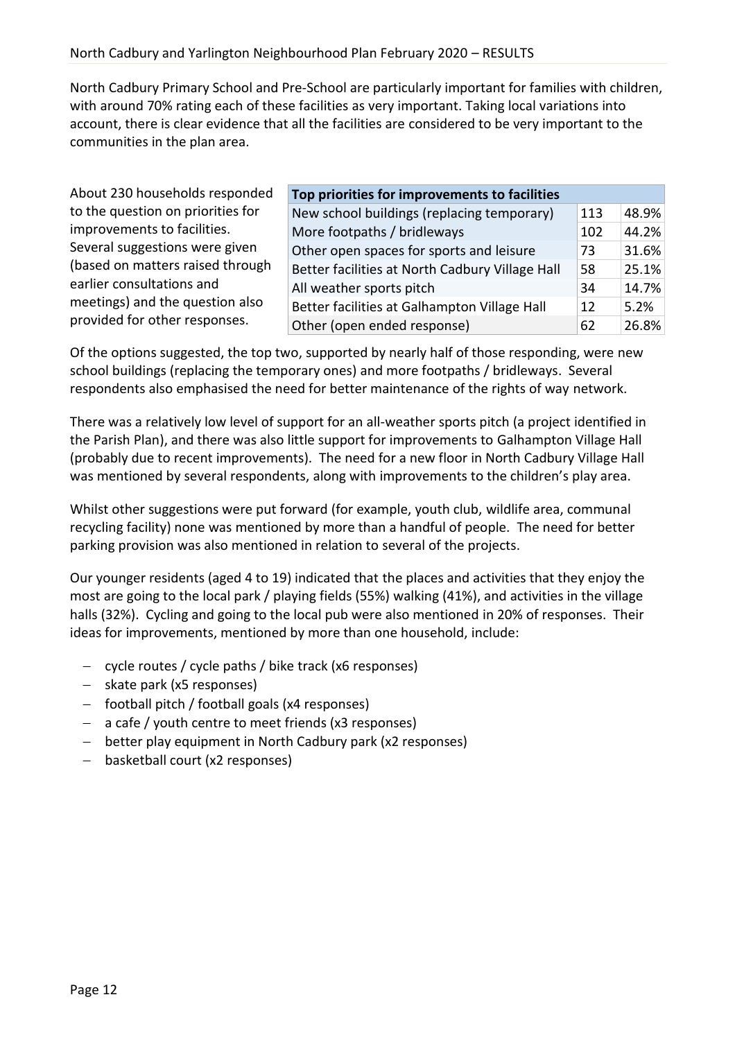North Cadbury Primary School and Pre-School are particularly important for families with children, with around 70% rating each of these facilities as very important. Taking local variations into account, there is clear evidence that all the facilities are considered to be very important to the communities in the plan area.

About 230 households responded to the question on priorities for improvements to facilities. Several suggestions were given (based on matters raised through earlier consultations and meetings) and the question also provided for other responses.

| Top priorities for improvements to facilities | | |
|---|---|---|
| New school buildings (replacing temporary) | 113 | 48.9% |
| More footpaths / bridleways | 102 | 44.2% |
| Other open spaces for sports and leisure | 73 | 31.6% |
| Better facilities at North Cadbury Village Hall | 58 | 25.1% |
| All weather sports pitch | 34 | 14.7% |
| Better facilities at Galhampton Village Hall | 12 | 5.2% |
| Other (open ended response) | 62 | 26.8% |

Of the options suggested, the top two, supported by nearly half of those responding, were new school buildings (replacing the temporary ones) and more footpaths / bridleways. Several respondents also emphasised the need for better maintenance of the rights of way network.

There was a relatively low level of support for an all-weather sports pitch (a project identified in the Parish Plan), and there was also little support for improvements to Galhampton Village Hall (probably due to recent improvements). The need for a new floor in North Cadbury Village Hall was mentioned by several respondents, along with improvements to the children's play area.

Whilst other suggestions were put forward (for example, youth club, wildlife area, communal recycling facility) none was mentioned by more than a handful of people. The need for better parking provision was also mentioned in relation to several of the projects.

Our younger residents (aged 4 to 19) indicated that the places and activities that they enjoy the most are going to the local park / playing fields (55%) walking (41%), and activities in the village halls (32%). Cycling and going to the local pub were also mentioned in 20% of responses. Their ideas for improvements, mentioned by more than one household, include:

- cycle routes / cycle paths / bike track (x6 responses)
- skate park (x5 responses)
- football pitch / football goals (x4 responses)
- a cafe / youth centre to meet friends (x3 responses)
- better play equipment in North Cadbury park (x2 responses)
- basketball court (x2 responses)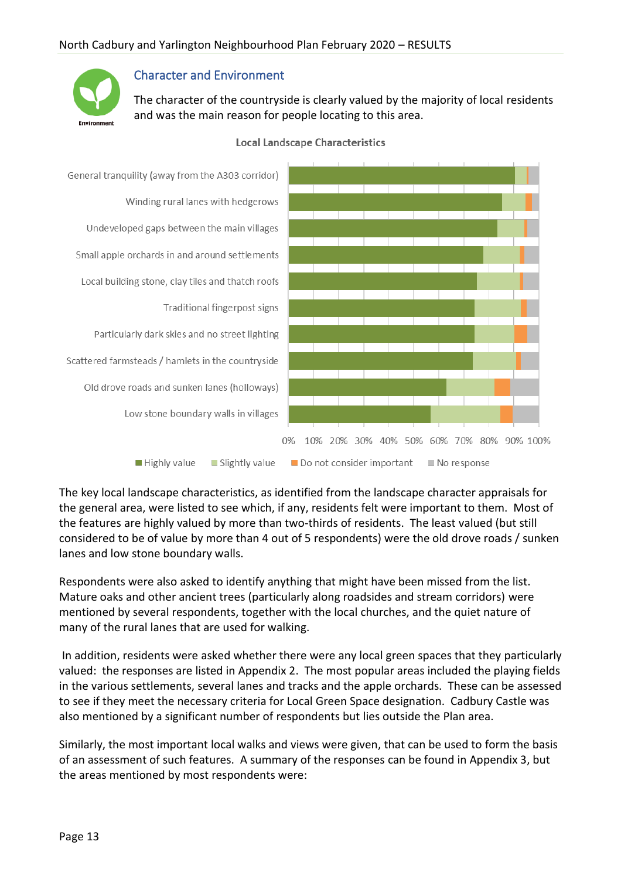## Character and Environment

The character of the countryside is clearly valued by the majority of local residents and was the main reason for people locating to this area.

**Local Landscape Characteristics**

- General tranquility (away from the A303 corridor)
- Winding rural lanes with hedgerows
- Undeveloped gaps between the main villages
- Small apple orchards in and around settlements
- Local building stone, clay tiles and thatch roofs
- Traditional fingerpost signs
- Particularly dark skies and no street lighting
- Scattered farmsteads / hamlets in the countryside
- Old drove roads and sunken lanes (holloways)
- Low stone boundary walls in villages

0% 10% 20% 30% 40% 50% 60% 70% 80% 90% 100%

Highly value · Slightly value · Do not consider important · No response

The key local landscape characteristics, as identified from the landscape character appraisals for the general area, were listed to see which, if any, residents felt were important to them. Most of the features are highly valued by more than two-thirds of residents. The least valued (but still considered to be of value by more than 4 out of 5 respondents) were the old drove roads / sunken lanes and low stone boundary walls.

Respondents were also asked to identify anything that might have been missed from the list. Mature oaks and other ancient trees (particularly along roadsides and stream corridors) were mentioned by several respondents, together with the local churches, and the quiet nature of many of the rural lanes that are used for walking.

In addition, residents were asked whether there were any local green spaces that they particularly valued: the responses are listed in Appendix 2. The most popular areas included the playing fields in the various settlements, several lanes and tracks and the apple orchards. These can be assessed to see if they meet the necessary criteria for Local Green Space designation. Cadbury Castle was also mentioned by a significant number of respondents but lies outside the Plan area.

Similarly, the most important local walks and views were given, that can be used to form the basis of an assessment of such features. A summary of the responses can be found in Appendix 3, but the areas mentioned by most respondents were: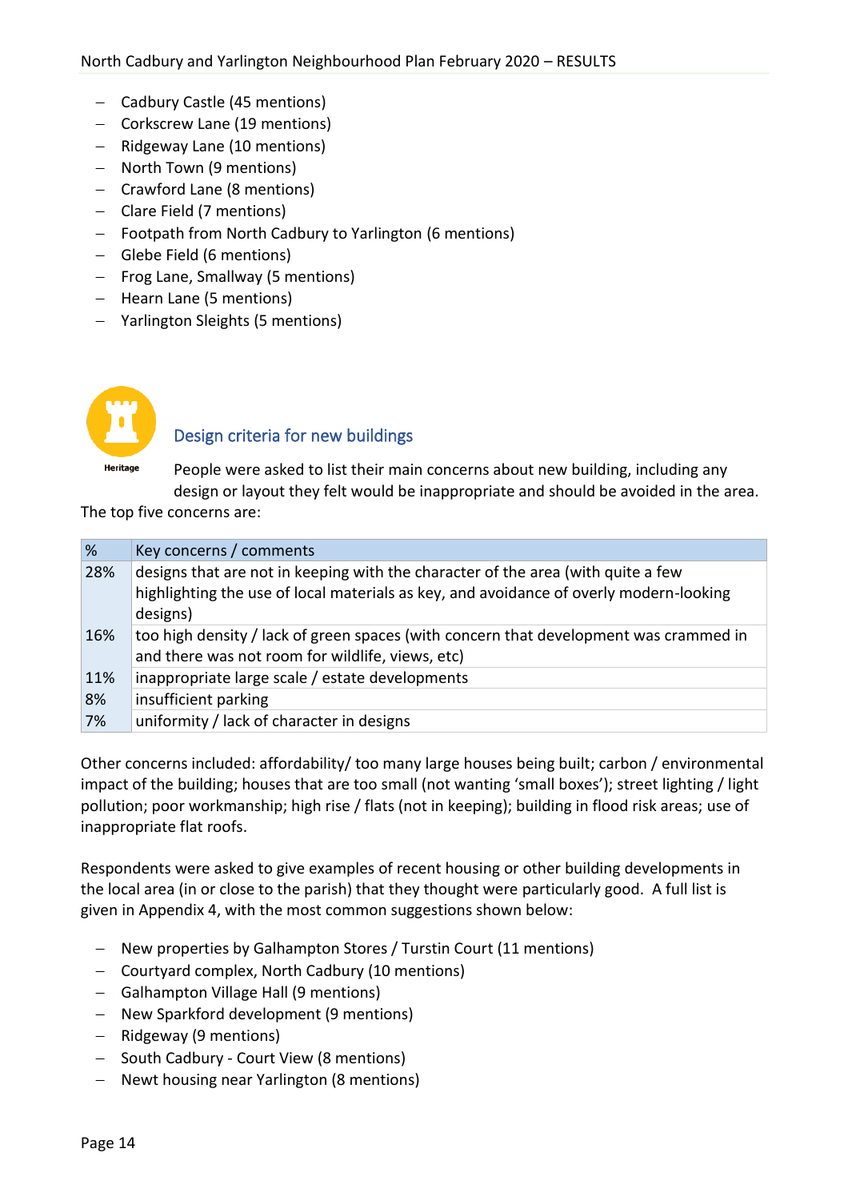- Cadbury Castle (45 mentions)
- Corkscrew Lane (19 mentions)
- Ridgeway Lane (10 mentions)
- North Town (9 mentions)
- Crawford Lane (8 mentions)
- Clare Field (7 mentions)
- Footpath from North Cadbury to Yarlington (6 mentions)
- Glebe Field (6 mentions)
- Frog Lane, Smallway (5 mentions)
- Hearn Lane (5 mentions)
- Yarlington Sleights (5 mentions)

Heritage

## Design criteria for new buildings

People were asked to list their main concerns about new building, including any design or layout they felt would be inappropriate and should be avoided in the area. The top five concerns are:

| % | Key concerns / comments |
|---|---|
| 28% | designs that are not in keeping with the character of the area (with quite a few highlighting the use of local materials as key, and avoidance of overly modern-looking designs) |
| 16% | too high density / lack of green spaces (with concern that development was crammed in and there was not room for wildlife, views, etc) |
| 11% | inappropriate large scale / estate developments |
| 8% | insufficient parking |
| 7% | uniformity / lack of character in designs |

Other concerns included: affordability/ too many large houses being built; carbon / environmental impact of the building; houses that are too small (not wanting 'small boxes'); street lighting / light pollution; poor workmanship; high rise / flats (not in keeping); building in flood risk areas; use of inappropriate flat roofs.

Respondents were asked to give examples of recent housing or other building developments in the local area (in or close to the parish) that they thought were particularly good. A full list is given in Appendix 4, with the most common suggestions shown below:

- New properties by Galhampton Stores / Turstin Court (11 mentions)
- Courtyard complex, North Cadbury (10 mentions)
- Galhampton Village Hall (9 mentions)
- New Sparkford development (9 mentions)
- Ridgeway (9 mentions)
- South Cadbury - Court View (8 mentions)
- Newt housing near Yarlington (8 mentions)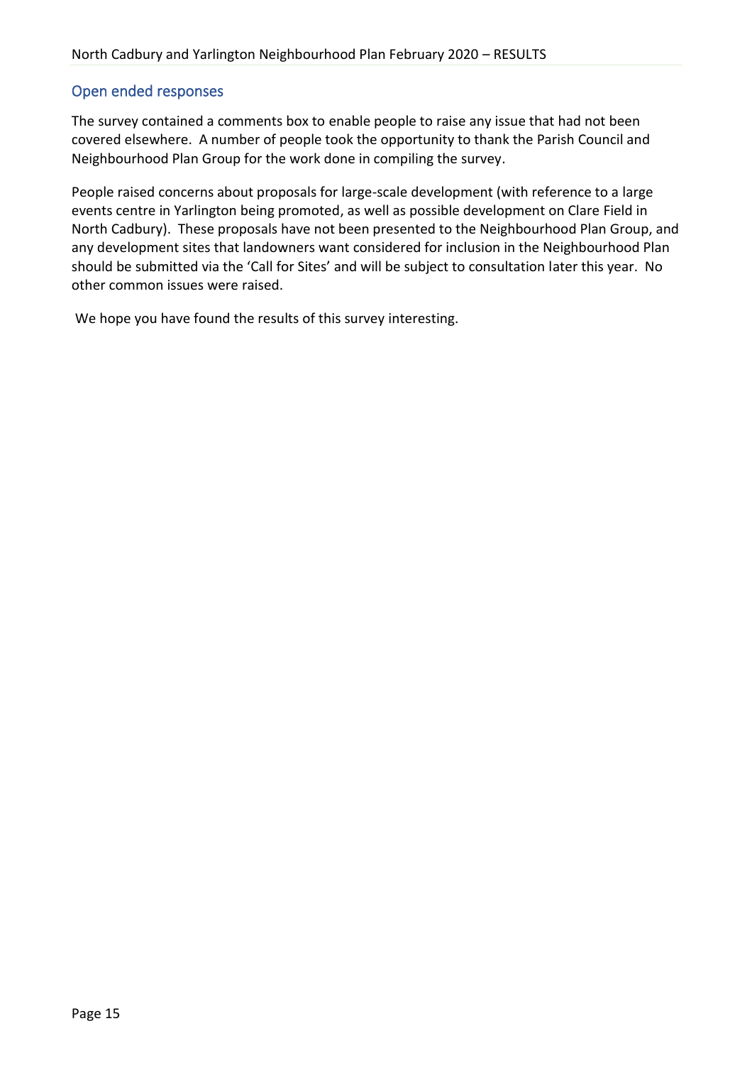## Open ended responses

The survey contained a comments box to enable people to raise any issue that had not been covered elsewhere. A number of people took the opportunity to thank the Parish Council and Neighbourhood Plan Group for the work done in compiling the survey.

People raised concerns about proposals for large-scale development (with reference to a large events centre in Yarlington being promoted, as well as possible development on Clare Field in North Cadbury). These proposals have not been presented to the Neighbourhood Plan Group, and any development sites that landowners want considered for inclusion in the Neighbourhood Plan should be submitted via the 'Call for Sites' and will be subject to consultation later this year. No other common issues were raised.

We hope you have found the results of this survey interesting.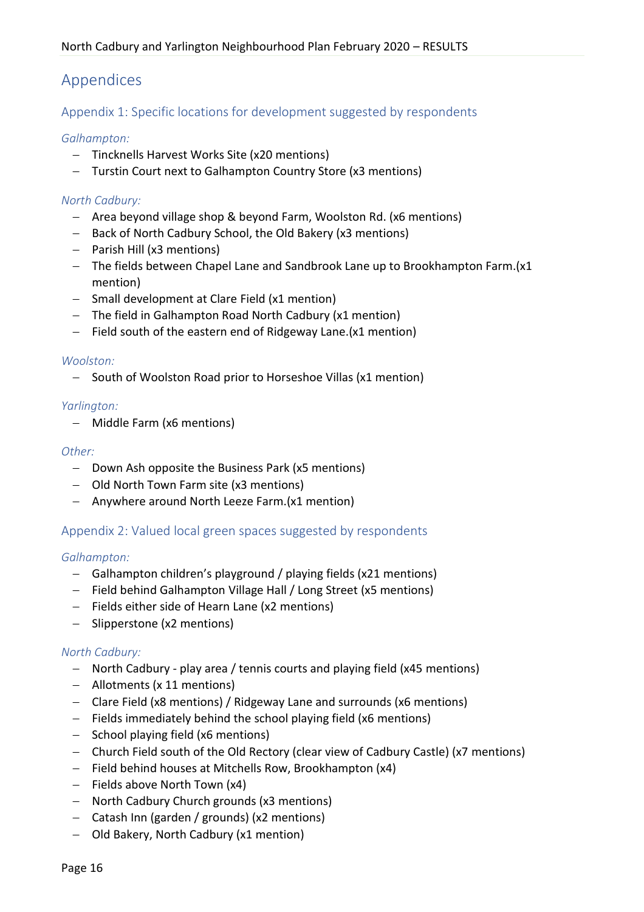# Appendices

## Appendix 1: Specific locations for development suggested by respondents

*Galhampton:*

- Tincknells Harvest Works Site (x20 mentions)
- Turstin Court next to Galhampton Country Store (x3 mentions)

*North Cadbury:*

- Area beyond village shop & beyond Farm, Woolston Rd. (x6 mentions)
- Back of North Cadbury School, the Old Bakery (x3 mentions)
- Parish Hill (x3 mentions)
- The fields between Chapel Lane and Sandbrook Lane up to Brookhampton Farm.(x1 mention)
- Small development at Clare Field (x1 mention)
- The field in Galhampton Road North Cadbury (x1 mention)
- Field south of the eastern end of Ridgeway Lane.(x1 mention)

*Woolston:*

- South of Woolston Road prior to Horseshoe Villas (x1 mention)

*Yarlington:*

- Middle Farm (x6 mentions)

*Other:*

- Down Ash opposite the Business Park (x5 mentions)
- Old North Town Farm site (x3 mentions)
- Anywhere around North Leeze Farm.(x1 mention)

## Appendix 2: Valued local green spaces suggested by respondents

*Galhampton:*

- Galhampton children's playground / playing fields (x21 mentions)
- Field behind Galhampton Village Hall / Long Street (x5 mentions)
- Fields either side of Hearn Lane (x2 mentions)
- Slipperstone (x2 mentions)

*North Cadbury:*

- North Cadbury - play area / tennis courts and playing field (x45 mentions)
- Allotments (x 11 mentions)
- Clare Field (x8 mentions) / Ridgeway Lane and surrounds (x6 mentions)
- Fields immediately behind the school playing field (x6 mentions)
- School playing field (x6 mentions)
- Church Field south of the Old Rectory (clear view of Cadbury Castle) (x7 mentions)
- Field behind houses at Mitchells Row, Brookhampton (x4)
- Fields above North Town (x4)
- North Cadbury Church grounds (x3 mentions)
- Catash Inn (garden / grounds) (x2 mentions)
- Old Bakery, North Cadbury (x1 mention)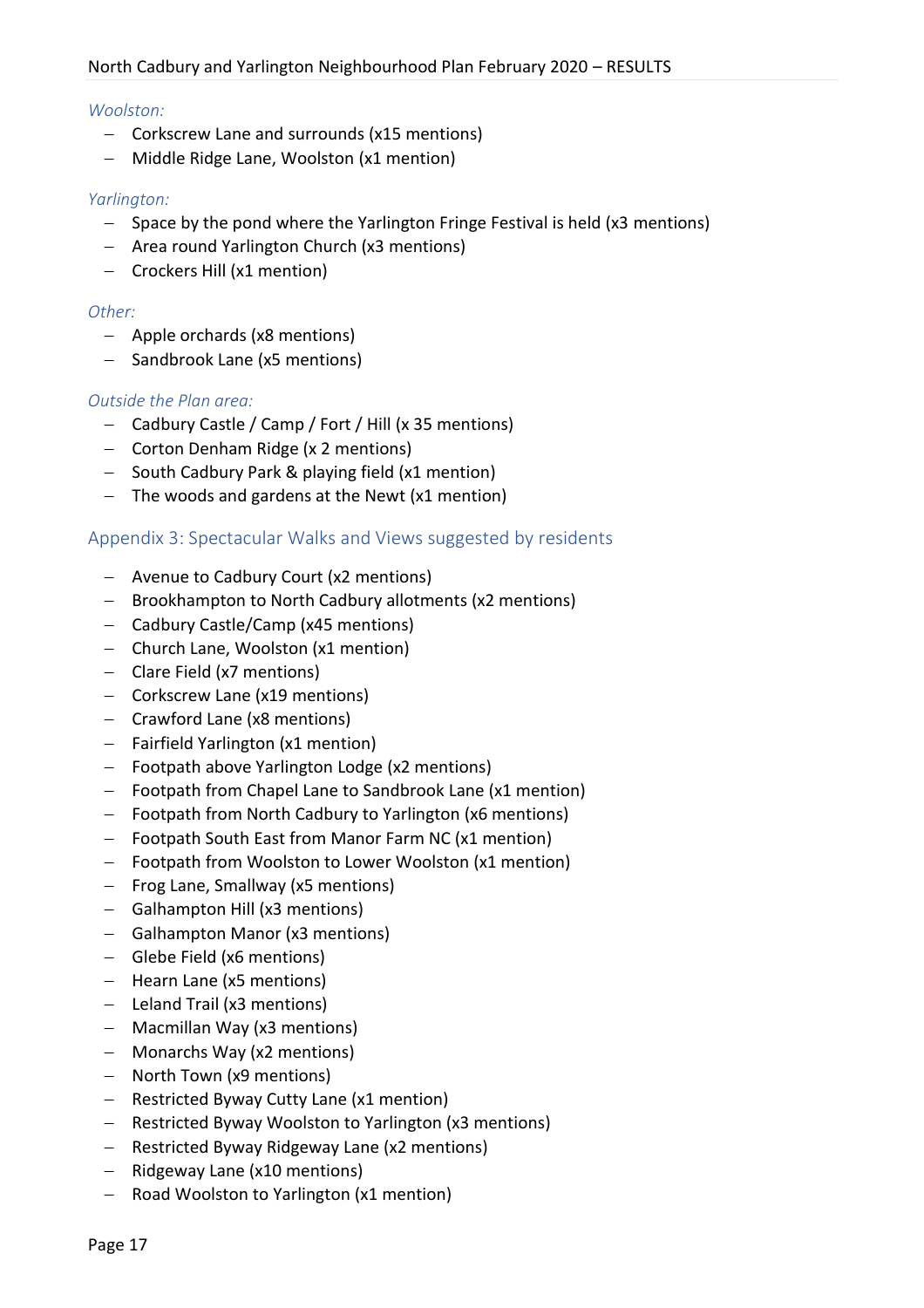*Woolston:*

- Corkscrew Lane and surrounds (x15 mentions)
- Middle Ridge Lane, Woolston (x1 mention)

*Yarlington:*

- Space by the pond where the Yarlington Fringe Festival is held (x3 mentions)
- Area round Yarlington Church (x3 mentions)
- Crockers Hill (x1 mention)

*Other:*

- Apple orchards (x8 mentions)
- Sandbrook Lane (x5 mentions)

*Outside the Plan area:*

- Cadbury Castle / Camp / Fort / Hill (x 35 mentions)
- Corton Denham Ridge (x 2 mentions)
- South Cadbury Park & playing field (x1 mention)
- The woods and gardens at the Newt (x1 mention)

## Appendix 3: Spectacular Walks and Views suggested by residents

- Avenue to Cadbury Court (x2 mentions)
- Brookhampton to North Cadbury allotments (x2 mentions)
- Cadbury Castle/Camp (x45 mentions)
- Church Lane, Woolston (x1 mention)
- Clare Field (x7 mentions)
- Corkscrew Lane (x19 mentions)
- Crawford Lane (x8 mentions)
- Fairfield Yarlington (x1 mention)
- Footpath above Yarlington Lodge (x2 mentions)
- Footpath from Chapel Lane to Sandbrook Lane (x1 mention)
- Footpath from North Cadbury to Yarlington (x6 mentions)
- Footpath South East from Manor Farm NC (x1 mention)
- Footpath from Woolston to Lower Woolston (x1 mention)
- Frog Lane, Smallway (x5 mentions)
- Galhampton Hill (x3 mentions)
- Galhampton Manor (x3 mentions)
- Glebe Field (x6 mentions)
- Hearn Lane (x5 mentions)
- Leland Trail (x3 mentions)
- Macmillan Way (x3 mentions)
- Monarchs Way (x2 mentions)
- North Town (x9 mentions)
- Restricted Byway Cutty Lane (x1 mention)
- Restricted Byway Woolston to Yarlington (x3 mentions)
- Restricted Byway Ridgeway Lane (x2 mentions)
- Ridgeway Lane (x10 mentions)
- Road Woolston to Yarlington (x1 mention)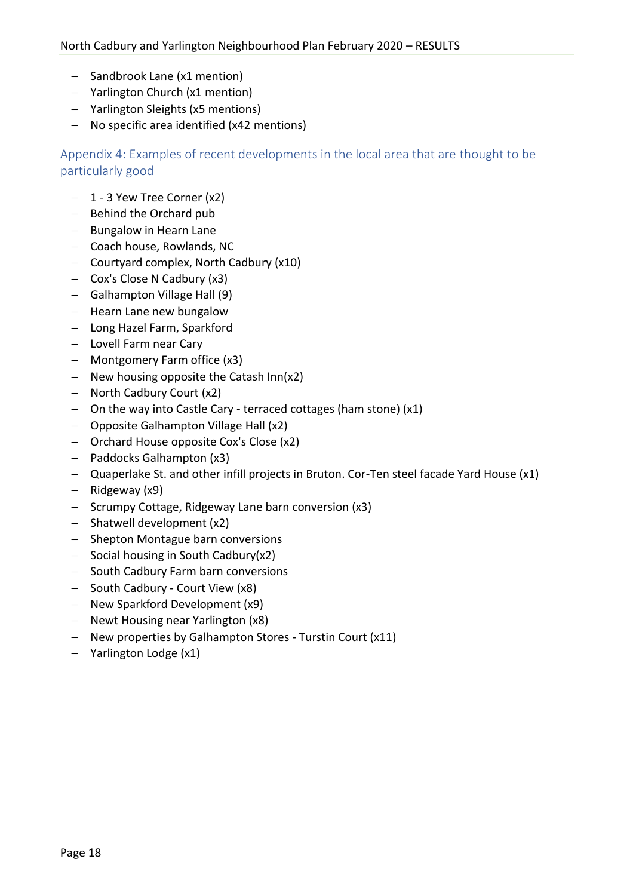- Sandbrook Lane (x1 mention)
- Yarlington Church (x1 mention)
- Yarlington Sleights (x5 mentions)
- No specific area identified (x42 mentions)

## Appendix 4: Examples of recent developments in the local area that are thought to be particularly good

- 1 - 3 Yew Tree Corner (x2)
- Behind the Orchard pub
- Bungalow in Hearn Lane
- Coach house, Rowlands, NC
- Courtyard complex, North Cadbury (x10)
- Cox's Close N Cadbury (x3)
- Galhampton Village Hall (9)
- Hearn Lane new bungalow
- Long Hazel Farm, Sparkford
- Lovell Farm near Cary
- Montgomery Farm office (x3)
- New housing opposite the Catash Inn(x2)
- North Cadbury Court (x2)
- On the way into Castle Cary - terraced cottages (ham stone) (x1)
- Opposite Galhampton Village Hall (x2)
- Orchard House opposite Cox's Close (x2)
- Paddocks Galhampton (x3)
- Quaperlake St. and other infill projects in Bruton. Cor-Ten steel facade Yard House (x1)
- Ridgeway (x9)
- Scrumpy Cottage, Ridgeway Lane barn conversion (x3)
- Shatwell development (x2)
- Shepton Montague barn conversions
- Social housing in South Cadbury(x2)
- South Cadbury Farm barn conversions
- South Cadbury - Court View (x8)
- New Sparkford Development (x9)
- Newt Housing near Yarlington (x8)
- New properties by Galhampton Stores - Turstin Court (x11)
- Yarlington Lodge (x1)